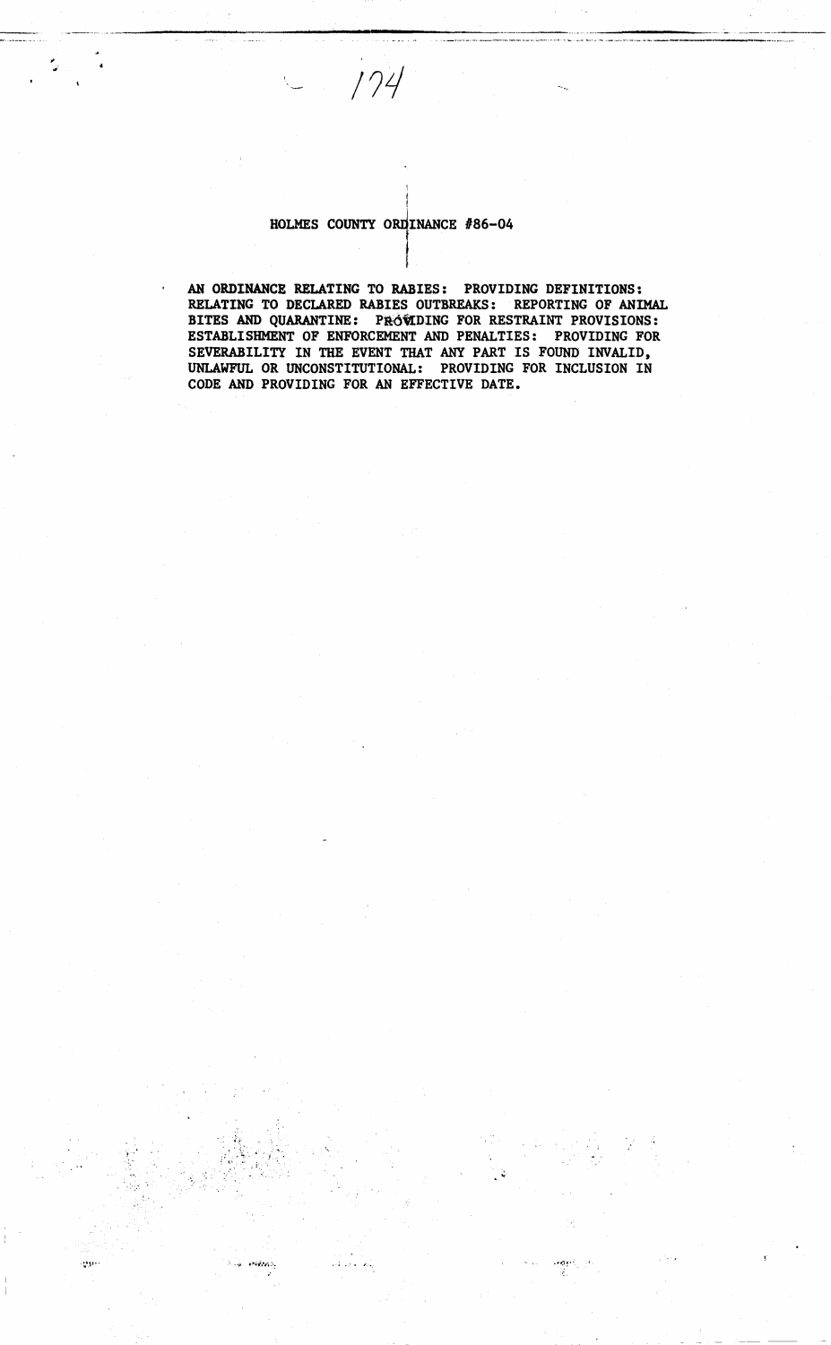# HOLMES COUNTY ORDINANCE #86-04

AN ORDINANCE RELATING TO RABIES: PROVIDING DEFINITIONS: RELATING TO DECLARED RABIES OUTBREAKS: REPORTING OF ANIMAL BITES AND QUARANTINE: PROVIDING FOR RESTRAINT PROVISIONS: ESTABLISHMENT OF ENFORCEMENT AND PENALTIES: PROVIDING FOR SEVERABILITY IN THE EVENT THAT ANY PART IS FOUND INVALID, UNLAWFUL OR UNCONSTITUTIONAL: PROVIDING FOR INCLUSION IN CODE AND PROVIDING FOR AN EFFECTIVE DATE.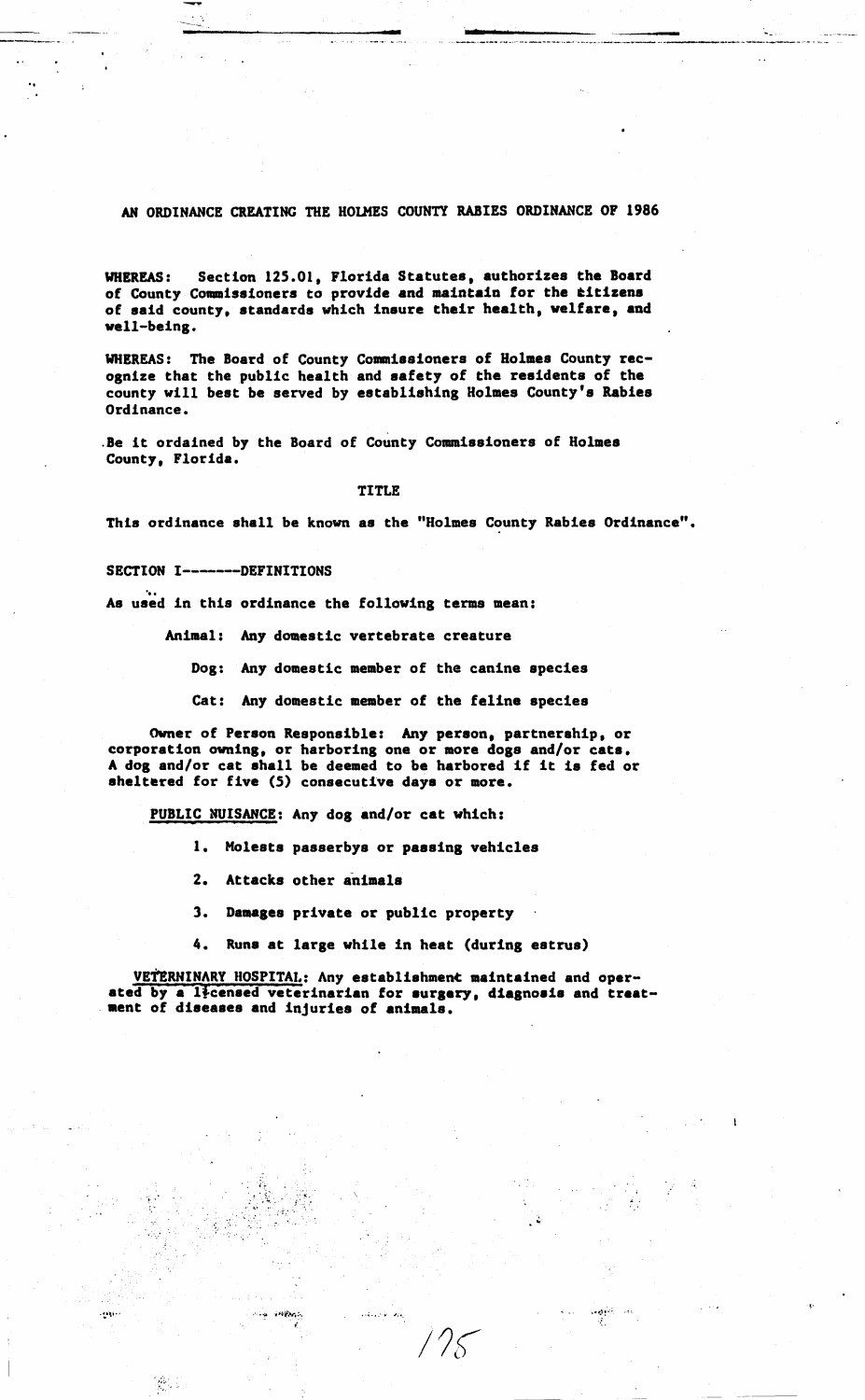**AN ORDINANCE CREATING THE HOLMES COUNTY RABIES ORDINANCE OF 1986**

**WHEREAS: Section 125.01, Florida Statutes, authorizes the Board of County Commissioners to provide and maintain for the citizens of said county, standards which insure their health, welfare, and well-being.**

**WHEREAS: The Board of County Commissioners of Holmes County recognize that the public health and safety of the residents of the county will best be served by establishing Holmes County's Rabies Ordinance.**

**Be it ordained by the Board of County Commissioners of Holmes County, Florida.**

**TITLE**

**This ordinance shall be known as the "Holmes County Rabies Ordinance".**

**SECTION I-------DEFINITIONS**

**As used in this ordinance the following terms mean:**

**Animal: Any domestic vertebrate creature**

**Dog: Any domestic member of the canine species**

**Cat: Any domestic member of the feline species**

**Owner of Person Responsible: Any person, partnership, or corporation owning, or harboring one or more dogs and/or cats. A dog and/or cat shall be deemed to be harbored if it is fed or sheltered for five (5) consecutive days or more.**

**PUBLIC NUISANCE: Any dog and/or cat which:**

1. **Molests passerbys or passing vehicles**
2. **Attacks other animals**
3. **Damages private or public property**
4. **Runs at large while in heat (during estrus)**

**VETERNINARY HOSPITAL: Any establishment maintained and operated by a licensed veterinarian for surgery, diagnosis and treatment of diseases and injuries of animals.**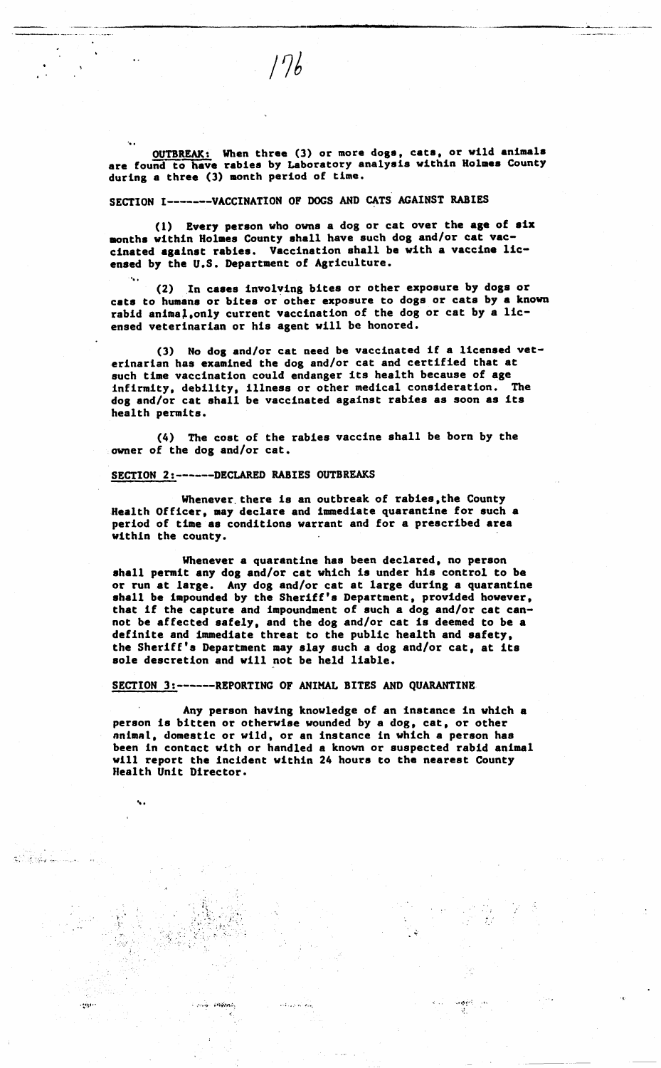**OUTBREAK:** When three (3) or more dogs, cats, or wild animals are found to have rabies by Laboratory analysis within Holmes County during a three (3) month period of time.

**SECTION I-------VACCINATION OF DOGS AND CATS AGAINST RABIES**

(1) Every person who owns a dog or cat over the age of six months within Holmes County shall have such dog and/or cat vaccinated against rabies. Vaccination shall be with a vaccine licensed by the U.S. Department of Agriculture.

(2) In cases involving bites or other exposure by dogs or cats to humans or bites or other exposure to dogs or cats by a known rabid animal, only current vaccination of the dog or cat by a licensed veterinarian or his agent will be honored.

(3) No dog and/or cat need be vaccinated if a licensed veterinarian has examined the dog and/or cat and certified that at such time vaccination could endanger its health because of age infirmity, debility, illness or other medical consideration. The dog and/or cat shall be vaccinated against rabies as soon as its health permits.

(4) The cost of the rabies vaccine shall be born by the owner of the dog and/or cat.

**SECTION 2:------DECLARED RABIES OUTBREAKS**

Whenever there is an outbreak of rabies, the County Health Officer, may declare and immediate quarantine for such a period of time as conditions warrant and for a prescribed area within the county.

Whenever a quarantine has been declared, no person shall permit any dog and/or cat which is under his control to be or run at large. Any dog and/or cat at large during a quarantine shall be impounded by the Sheriff's Department, provided however, that if the capture and impoundment of such a dog and/or cat cannot be affected safely, and the dog and/or cat is deemed to be a definite and immediate threat to the public health and safety, the Sheriff's Department may slay such a dog and/or cat, at its sole descretion and will not be held liable.

**SECTION 3:------REPORTING OF ANIMAL BITES AND QUARANTINE**

Any person having knowledge of an instance in which a person is bitten or otherwise wounded by a dog, cat, or other animal, domestic or wild, or an instance in which a person has been in contact with or handled a known or suspected rabid animal will report the incident within 24 hours to the nearest County Health Unit Director.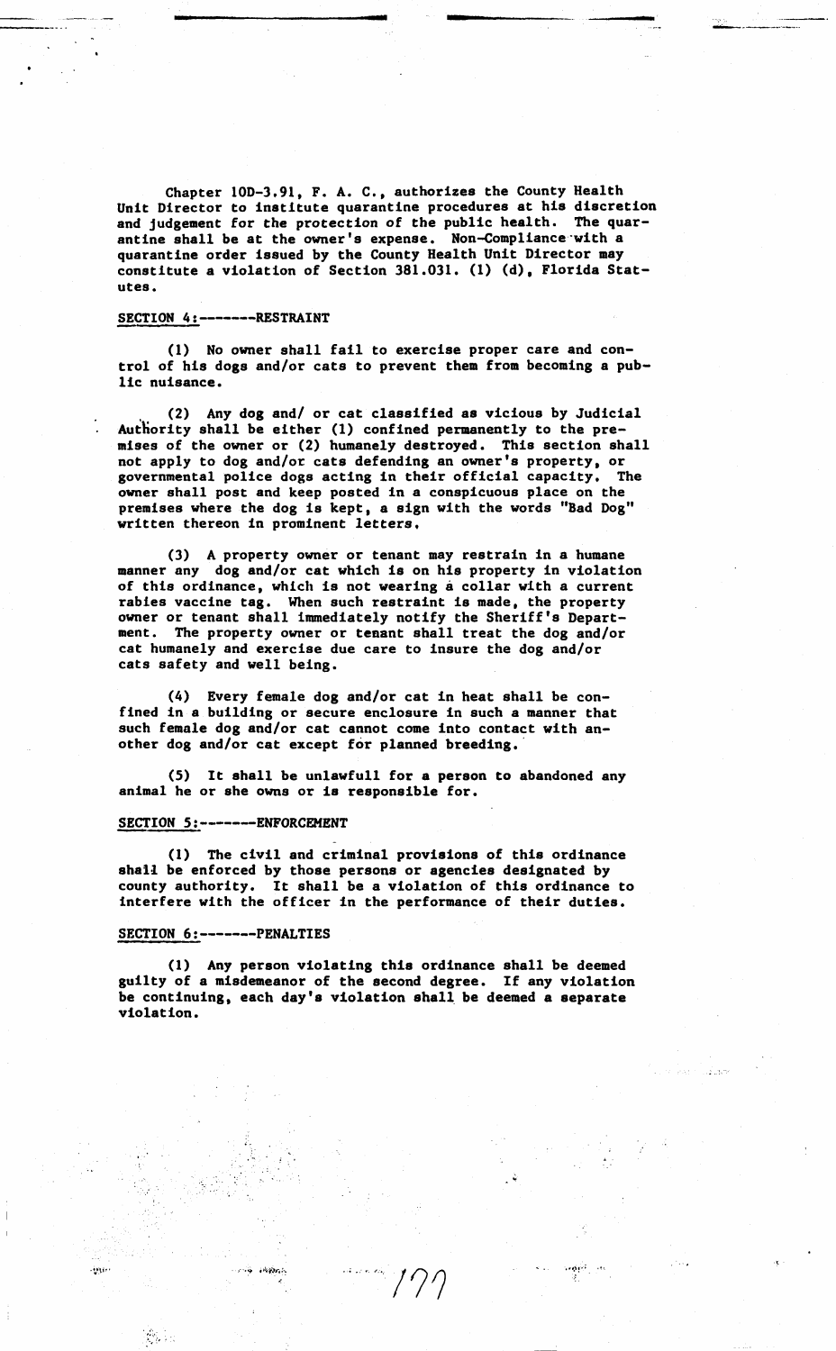Chapter 10D-3.91, F. A. C., authorizes the County Health Unit Director to institute quarantine procedures at his discretion and judgement for the protection of the public health. The quarantine shall be at the owner's expense. Non-Compliance with a quarantine order issued by the County Health Unit Director may constitute a violation of Section 381.031. (1) (d), Florida Statutes.

SECTION 4:-------RESTRAINT

(1) No owner shall fail to exercise proper care and control of his dogs and/or cats to prevent them from becoming a public nuisance.

(2) Any dog and/ or cat classified as vicious by Judicial Authority shall be either (1) confined permanently to the premises of the owner or (2) humanely destroyed. This section shall not apply to dog and/or cats defending an owner's property, or governmental police dogs acting in their official capacity. The owner shall post and keep posted in a conspicuous place on the premises where the dog is kept, a sign with the words "Bad Dog" written thereon in prominent letters.

(3) A property owner or tenant may restrain in a humane manner any dog and/or cat which is on his property in violation of this ordinance, which is not wearing a collar with a current rabies vaccine tag. When such restraint is made, the property owner or tenant shall immediately notify the Sheriff's Department. The property owner or tenant shall treat the dog and/or cat humanely and exercise due care to insure the dog and/or cats safety and well being.

(4) Every female dog and/or cat in heat shall be confined in a building or secure enclosure in such a manner that such female dog and/or cat cannot come into contact with another dog and/or cat except for planned breeding.

(5) It shall be unlawfull for a person to abandoned any animal he or she owns or is responsible for.

SECTION 5:-------ENFORCEMENT

(1) The civil and criminal provisions of this ordinance shall be enforced by those persons or agencies designated by county authority. It shall be a violation of this ordinance to interfere with the officer in the performance of their duties.

SECTION 6:-------PENALTIES

(1) Any person violating this ordinance shall be deemed guilty of a misdemeanor of the second degree. If any violation be continuing, each day's violation shall be deemed a separate violation.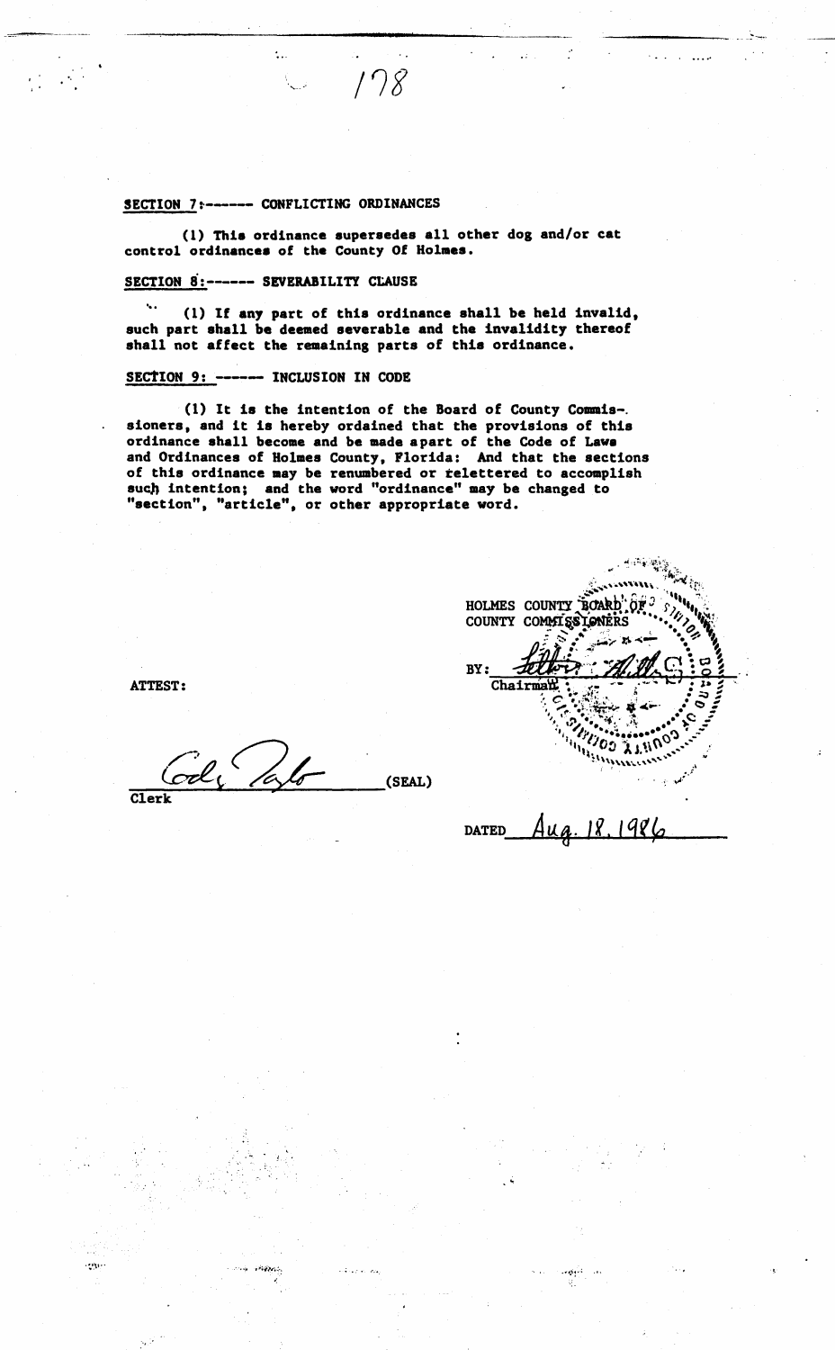**SECTION 7:------ CONFLICTING ORDINANCES**

(1) This ordinance supersedes all other dog and/or cat control ordinances of the County Of Holmes.

**SECTION 8:------ SEVERABILITY CLAUSE**

(1) If any part of this ordinance shall be held invalid, such part shall be deemed severable and the invalidity thereof shall not affect the remaining parts of this ordinance.

**SECTION 9: ------ INCLUSION IN CODE**

(1) It is the intention of the Board of County Commissioners, and it is hereby ordained that the provisions of this ordinance shall become and be made apart of the Code of Laws and Ordinances of Holmes County, Florida: And that the sections of this ordinance may be renumbered or relettered to accomplish such intention; and the word "ordinance" may be changed to "section", "article", or other appropriate word.

HOLMES COUNTY BOARD OF COUNTY COMMISSIONERS

BY: ______________________
Chairman

ATTEST:

______________________ (SEAL)
Clerk

DATED Aug. 18, 1986